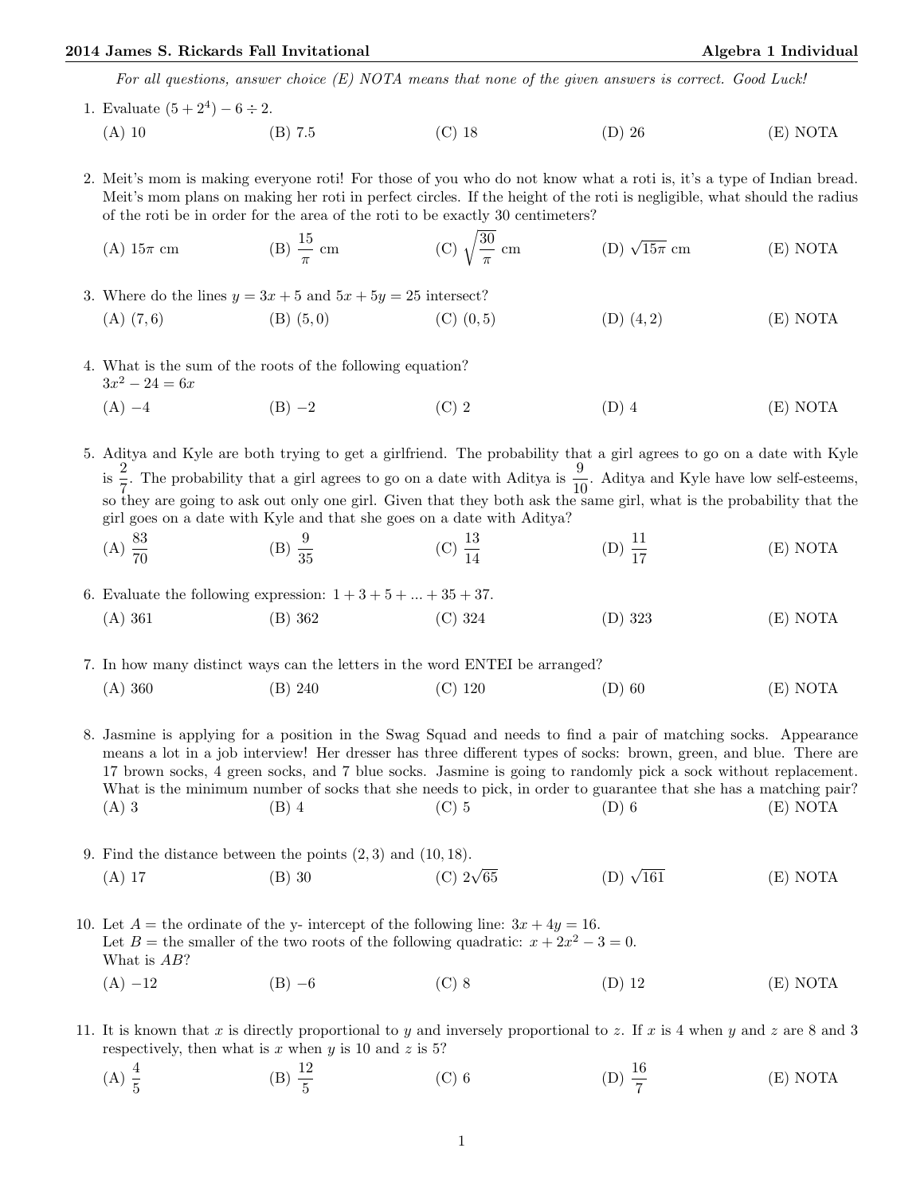*For all questions, answer choice (E) NOTA means that none of the given answers is correct. Good Luck!*

1. Evaluate $(5 + 2^4) - 6 \div 2$.

   (A) 10 (B) 7.5 (C) 18 (D) 26 (E) NOTA

2. Meit's mom is making everyone roti! For those of you who do not know what a roti is, it's a type of Indian bread. Meit's mom plans on making her roti in perfect circles. If the height of the roti is negligible, what should the radius of the roti be in order for the area of the roti to be exactly 30 centimeters?

   (A) $15\pi$ cm (B) $\frac{15}{\pi}$ cm (C) $\sqrt{\frac{30}{\pi}}$ cm (D) $\sqrt{15\pi}$ cm (E) NOTA

3. Where do the lines $y = 3x + 5$ and $5x + 5y = 25$ intersect?

   (A) $(7, 6)$ (B) $(5, 0)$ (C) $(0, 5)$ (D) $(4, 2)$ (E) NOTA

4. What is the sum of the roots of the following equation?
   $3x^2 - 24 = 6x$

   (A) $-4$ (B) $-2$ (C) 2 (D) 4 (E) NOTA

5. Aditya and Kyle are both trying to get a girlfriend. The probability that a girl agrees to go on a date with Kyle is $\frac{2}{7}$. The probability that a girl agrees to go on a date with Aditya is $\frac{9}{10}$. Aditya and Kyle have low self-esteems, so they are going to ask out only one girl. Given that they both ask the same girl, what is the probability that the girl goes on a date with Kyle and that she goes on a date with Aditya?

   (A) $\frac{83}{70}$ (B) $\frac{9}{35}$ (C) $\frac{13}{14}$ (D) $\frac{11}{17}$ (E) NOTA

6. Evaluate the following expression: $1 + 3 + 5 + ... + 35 + 37$.

   (A) 361 (B) 362 (C) 324 (D) 323 (E) NOTA

7. In how many distinct ways can the letters in the word ENTEI be arranged?

   (A) 360 (B) 240 (C) 120 (D) 60 (E) NOTA

8. Jasmine is applying for a position in the Swag Squad and needs to find a pair of matching socks. Appearance means a lot in a job interview! Her dresser has three different types of socks: brown, green, and blue. There are 17 brown socks, 4 green socks, and 7 blue socks. Jasmine is going to randomly pick a sock without replacement. What is the minimum number of socks that she needs to pick, in order to guarantee that she has a matching pair?

   (A) 3 (B) 4 (C) 5 (D) 6 (E) NOTA

9. Find the distance between the points $(2, 3)$ and $(10, 18)$.

   (A) 17 (B) 30 (C) $2\sqrt{65}$ (D) $\sqrt{161}$ (E) NOTA

10. Let $A =$ the ordinate of the y- intercept of the following line: $3x + 4y = 16$.
    Let $B =$ the smaller of the two roots of the following quadratic: $x + 2x^2 - 3 = 0$.
    What is $AB$?

    (A) $-12$ (B) $-6$ (C) 8 (D) 12 (E) NOTA

11. It is known that $x$ is directly proportional to $y$ and inversely proportional to $z$. If $x$ is 4 when $y$ and $z$ are 8 and 3 respectively, then what is $x$ when $y$ is 10 and $z$ is 5?

    (A) $\frac{4}{5}$ (B) $\frac{12}{5}$ (C) 6 (D) $\frac{16}{7}$ (E) NOTA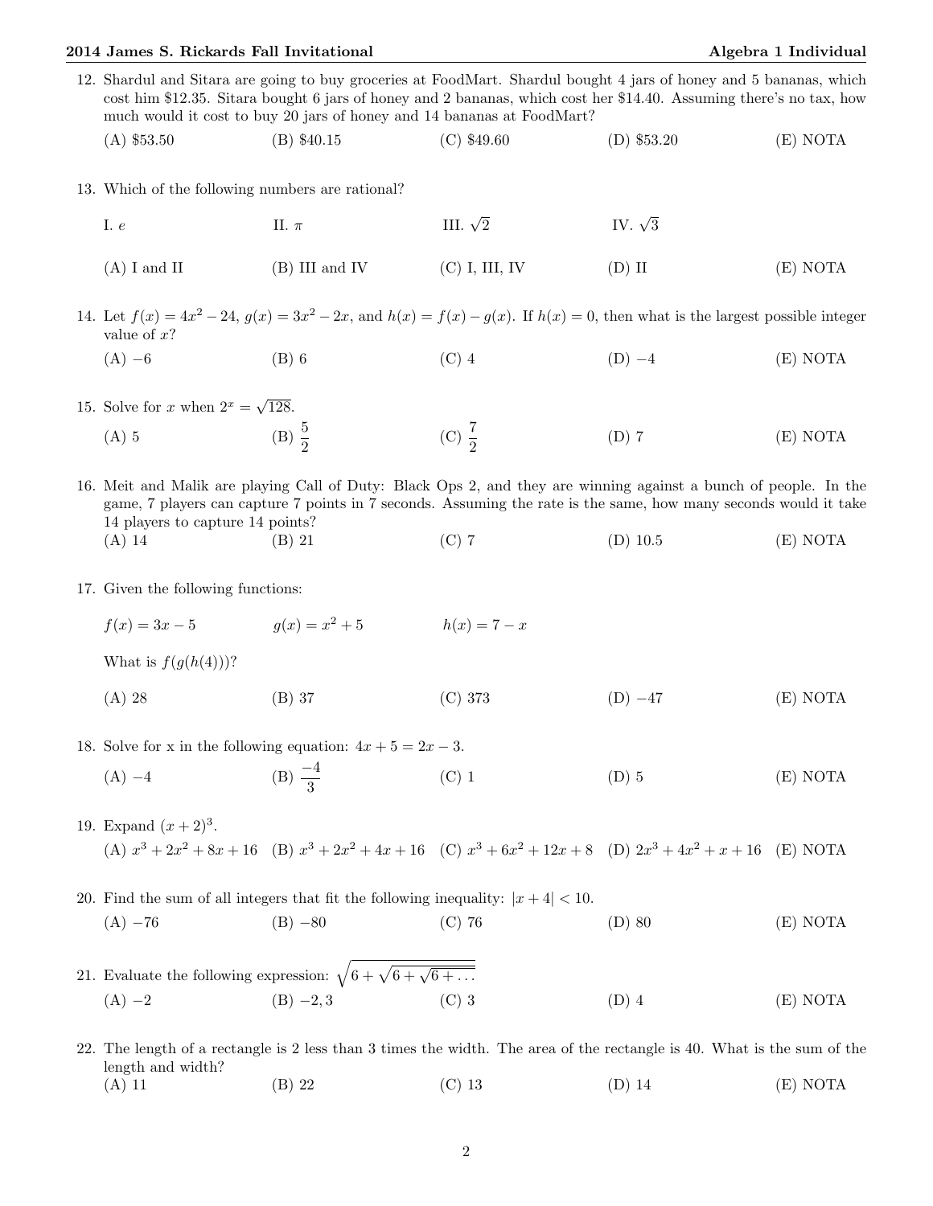12. Shardul and Sitara are going to buy groceries at FoodMart. Shardul bought 4 jars of honey and 5 bananas, which cost him \$12.35. Sitara bought 6 jars of honey and 2 bananas, which cost her \$14.40. Assuming there's no tax, how much would it cost to buy 20 jars of honey and 14 bananas at FoodMart?

    (A) \$53.50 (B) \$40.15 (C) \$49.60 (D) \$53.20 (E) NOTA

13. Which of the following numbers are rational?

    I. $e$ II. $\pi$ III. $\sqrt{2}$ IV. $\sqrt{3}$

    (A) I and II (B) III and IV (C) I, III, IV (D) II (E) NOTA

14. Let $f(x) = 4x^2 - 24$, $g(x) = 3x^2 - 2x$, and $h(x) = f(x) - g(x)$. If $h(x) = 0$, then what is the largest possible integer value of $x$?

    (A) $-6$ (B) 6 (C) 4 (D) $-4$ (E) NOTA

15. Solve for $x$ when $2^x = \sqrt{128}$.

    (A) 5 (B) $\frac{5}{2}$ (C) $\frac{7}{2}$ (D) 7 (E) NOTA

16. Meit and Malik are playing Call of Duty: Black Ops 2, and they are winning against a bunch of people. In the game, 7 players can capture 7 points in 7 seconds. Assuming the rate is the same, how many seconds would it take 14 players to capture 14 points?

    (A) 14 (B) 21 (C) 7 (D) 10.5 (E) NOTA

17. Given the following functions:

    $f(x) = 3x - 5$ $g(x) = x^2 + 5$ $h(x) = 7 - x$

    What is $f(g(h(4)))$?

    (A) 28 (B) 37 (C) 373 (D) $-47$ (E) NOTA

18. Solve for x in the following equation: $4x + 5 = 2x - 3$.

    (A) $-4$ (B) $\frac{-4}{3}$ (C) 1 (D) 5 (E) NOTA

19. Expand $(x + 2)^3$.

    (A) $x^3 + 2x^2 + 8x + 16$ (B) $x^3 + 2x^2 + 4x + 16$ (C) $x^3 + 6x^2 + 12x + 8$ (D) $2x^3 + 4x^2 + x + 16$ (E) NOTA

20. Find the sum of all integers that fit the following inequality: $|x + 4| < 10$.

    (A) $-76$ (B) $-80$ (C) 76 (D) 80 (E) NOTA

21. Evaluate the following expression: $\sqrt{6 + \sqrt{6 + \sqrt{6 + \ldots}}}$

    (A) $-2$ (B) $-2, 3$ (C) 3 (D) 4 (E) NOTA

22. The length of a rectangle is 2 less than 3 times the width. The area of the rectangle is 40. What is the sum of the length and width?

    (A) 11 (B) 22 (C) 13 (D) 14 (E) NOTA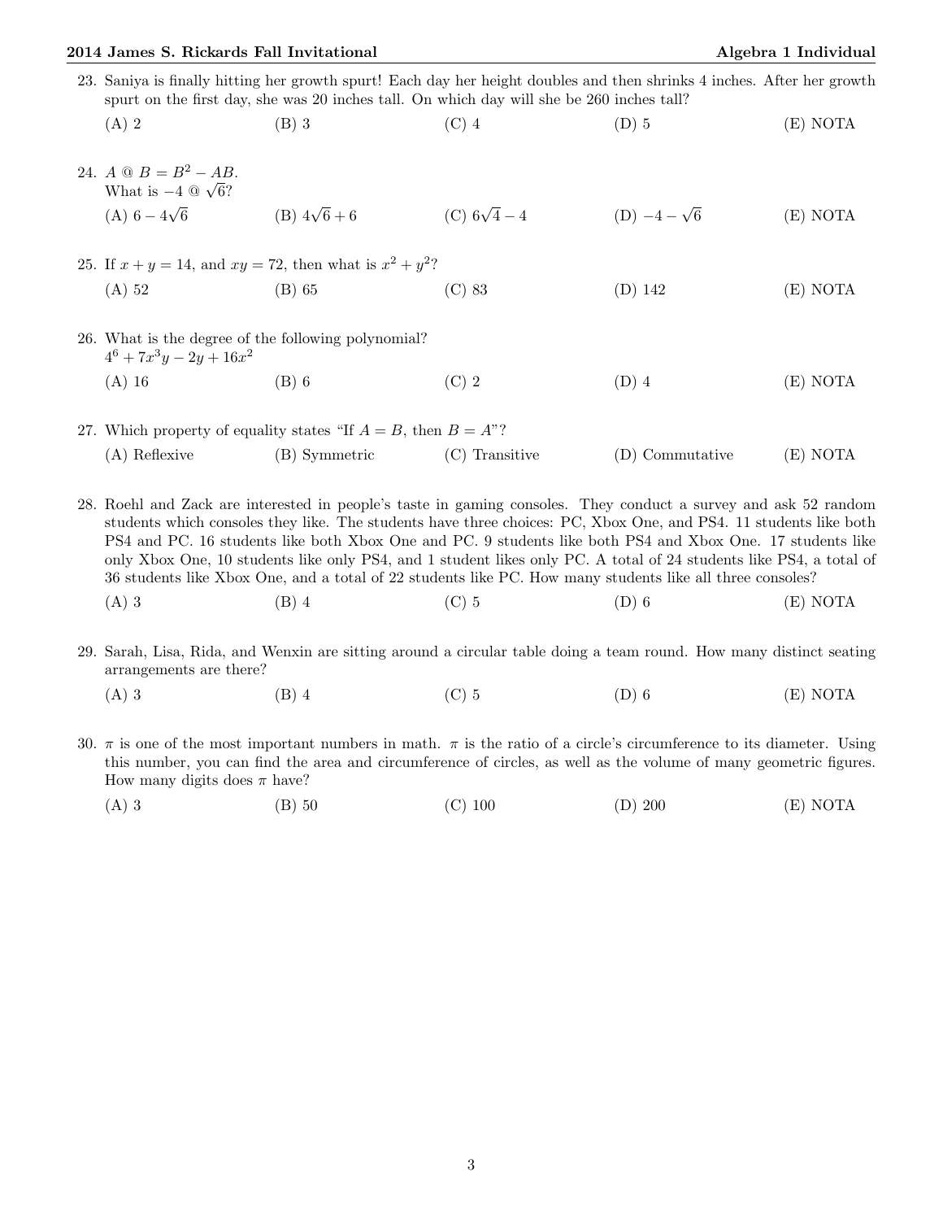23. Saniya is finally hitting her growth spurt! Each day her height doubles and then shrinks 4 inches. After her growth spurt on the first day, she was 20 inches tall. On which day will she be 260 inches tall?

(A) 2 (B) 3 (C) 4 (D) 5 (E) NOTA

24. $A @ B = B^2 - AB$.
What is $-4 @ \sqrt{6}$?

(A) $6 - 4\sqrt{6}$ (B) $4\sqrt{6} + 6$ (C) $6\sqrt{4} - 4$ (D) $-4 - \sqrt{6}$ (E) NOTA

25. If $x + y = 14$, and $xy = 72$, then what is $x^2 + y^2$?

(A) 52 (B) 65 (C) 83 (D) 142 (E) NOTA

26. What is the degree of the following polynomial?
$4^6 + 7x^3y - 2y + 16x^2$

(A) 16 (B) 6 (C) 2 (D) 4 (E) NOTA

27. Which property of equality states "If $A = B$, then $B = A$"?

(A) Reflexive (B) Symmetric (C) Transitive (D) Commutative (E) NOTA

28. Roehl and Zack are interested in people's taste in gaming consoles. They conduct a survey and ask 52 random students which consoles they like. The students have three choices: PC, Xbox One, and PS4. 11 students like both PS4 and PC. 16 students like both Xbox One and PC. 9 students like both PS4 and Xbox One. 17 students like only Xbox One, 10 students like only PS4, and 1 student likes only PC. A total of 24 students like PS4, a total of 36 students like Xbox One, and a total of 22 students like PC. How many students like all three consoles?

(A) 3 (B) 4 (C) 5 (D) 6 (E) NOTA

29. Sarah, Lisa, Rida, and Wenxin are sitting around a circular table doing a team round. How many distinct seating arrangements are there?

(A) 3 (B) 4 (C) 5 (D) 6 (E) NOTA

30. $\pi$ is one of the most important numbers in math. $\pi$ is the ratio of a circle's circumference to its diameter. Using this number, you can find the area and circumference of circles, as well as the volume of many geometric figures. How many digits does $\pi$ have?

(A) 3 (B) 50 (C) 100 (D) 200 (E) NOTA